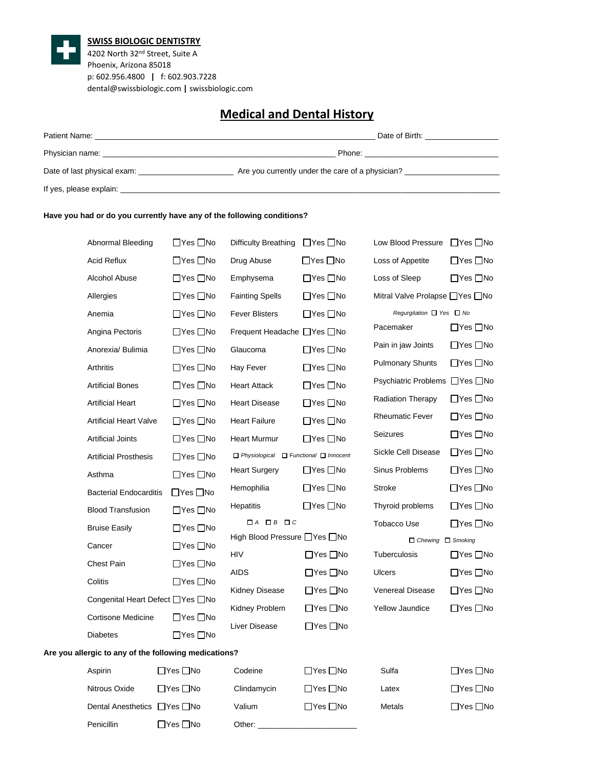**SWISS BIOLOGIC DENTISTRY**
4202 North 32nd Street, Suite A
Phoenix, Arizona 85018
p: 602.956.4800 | f: 602.903.7228
dental@swissbiologic.com | swissbiologic.com

# Medical and Dental History

Patient Name: ______________________________ Date of Birth: ________________

Physician name: ______________________________ Phone: ________________

Date of last physical exam: ________________ Are you currently under the care of a physician? ________________

If yes, please explain: ____________________________________________

**Have you had or do you currently have any of the following conditions?**

| Condition | | Condition | | Condition | |
|---|---|---|---|---|---|
| Abnormal Bleeding | ☐Yes ☐No | Difficulty Breathing | ☐Yes ☐No | Low Blood Pressure | ☐Yes ☐No |
| Acid Reflux | ☐Yes ☐No | Drug Abuse | ☐Yes ☐No | Loss of Appetite | ☐Yes ☐No |
| Alcohol Abuse | ☐Yes ☐No | Emphysema | ☐Yes ☐No | Loss of Sleep | ☐Yes ☐No |
| Allergies | ☐Yes ☐No | Fainting Spells | ☐Yes ☐No | Mitral Valve Prolapse | ☐Yes ☐No |
| Anemia | ☐Yes ☐No | Fever Blisters | ☐Yes ☐No | *Regurgitation* | *☐ Yes ☐ No* |
| Angina Pectoris | ☐Yes ☐No | Frequent Headache | ☐Yes ☐No | Pacemaker | ☐Yes ☐No |
| Anorexia/ Bulimia | ☐Yes ☐No | Glaucoma | ☐Yes ☐No | Pain in jaw Joints | ☐Yes ☐No |
| Arthritis | ☐Yes ☐No | Hay Fever | ☐Yes ☐No | Pulmonary Shunts | ☐Yes ☐No |
| Artificial Bones | ☐Yes ☐No | Heart Attack | ☐Yes ☐No | Psychiatric Problems | ☐Yes ☐No |
| Artificial Heart | ☐Yes ☐No | Heart Disease | ☐Yes ☐No | Radiation Therapy | ☐Yes ☐No |
| Artificial Heart Valve | ☐Yes ☐No | Heart Failure | ☐Yes ☐No | Rheumatic Fever | ☐Yes ☐No |
| Artificial Joints | ☐Yes ☐No | Heart Murmur | ☐Yes ☐No | Seizures | ☐Yes ☐No |
| Artificial Prosthesis | ☐Yes ☐No | *☐ Physiological ☐ Functional ☐ Innocent* | | Sickle Cell Disease | ☐Yes ☐No |
| Asthma | ☐Yes ☐No | Heart Surgery | ☐Yes ☐No | Sinus Problems | ☐Yes ☐No |
| Bacterial Endocarditis | ☐Yes ☐No | Hemophilia | ☐Yes ☐No | Stroke | ☐Yes ☐No |
| Blood Transfusion | ☐Yes ☐No | Hepatitis | ☐Yes ☐No | Thyroid problems | ☐Yes ☐No |
| Bruise Easily | ☐Yes ☐No | *☐ A ☐ B ☐ C* | | Tobacco Use | ☐Yes ☐No |
| Cancer | ☐Yes ☐No | High Blood Pressure | ☐Yes ☐No | *☐ Chewing ☐ Smoking* | |
| Chest Pain | ☐Yes ☐No | HIV | ☐Yes ☐No | Tuberculosis | ☐Yes ☐No |
| Colitis | ☐Yes ☐No | AIDS | ☐Yes ☐No | Ulcers | ☐Yes ☐No |
| Congenital Heart Defect | ☐Yes ☐No | Kidney Disease | ☐Yes ☐No | Venereal Disease | ☐Yes ☐No |
| Cortisone Medicine | ☐Yes ☐No | Kidney Problem | ☐Yes ☐No | Yellow Jaundice | ☐Yes ☐No |
| Diabetes | ☐Yes ☐No | Liver Disease | ☐Yes ☐No | | |

**Are you allergic to any of the following medications?**

| Medication | | Medication | | Medication | |
|---|---|---|---|---|---|
| Aspirin | ☐Yes ☐No | Codeine | ☐Yes ☐No | Sulfa | ☐Yes ☐No |
| Nitrous Oxide | ☐Yes ☐No | Clindamycin | ☐Yes ☐No | Latex | ☐Yes ☐No |
| Dental Anesthetics | ☐Yes ☐No | Valium | ☐Yes ☐No | Metals | ☐Yes ☐No |
| Penicillin | ☐Yes ☐No | Other: ________________ | | | |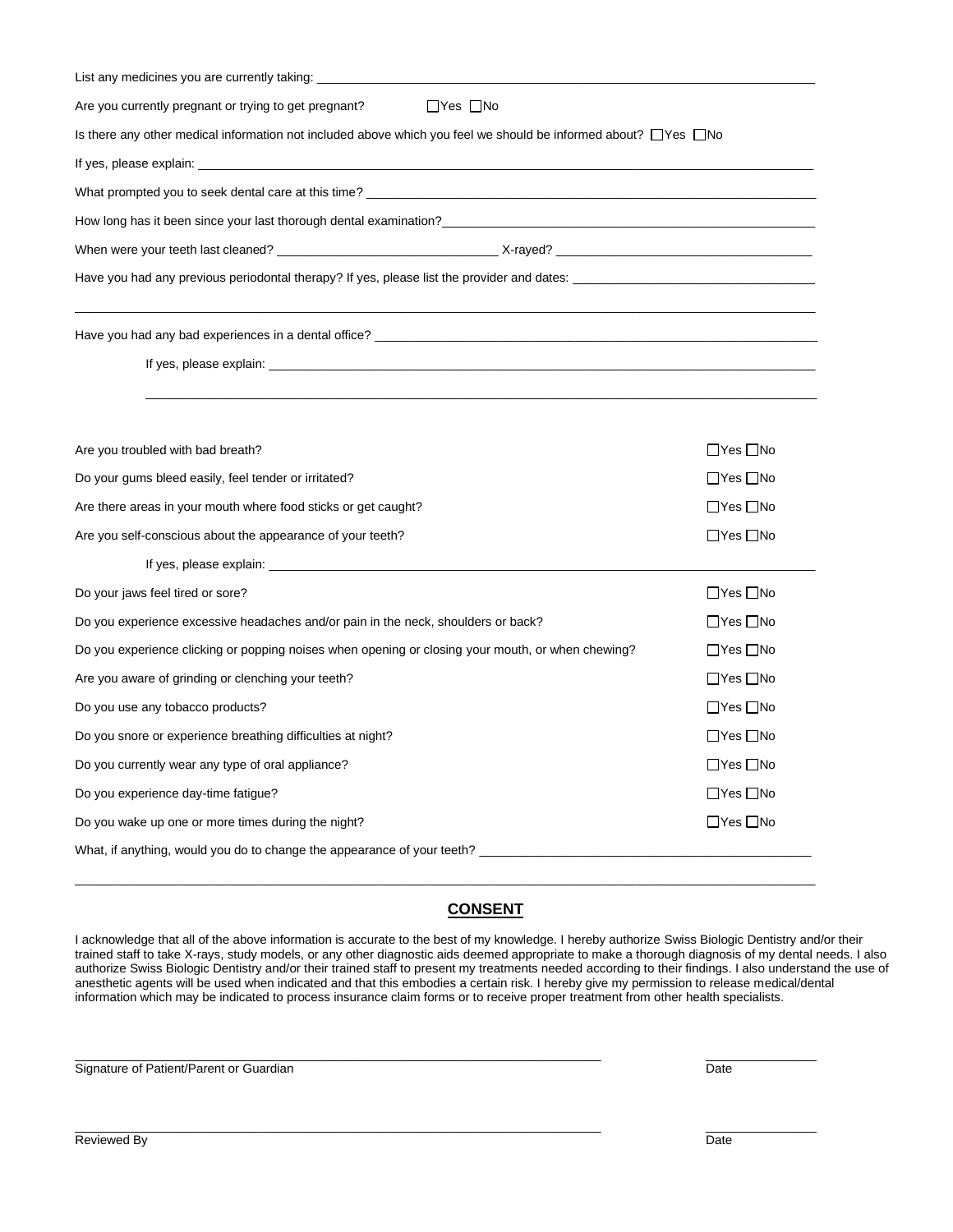List any medicines you are currently taking: ______________________________________________

Are you currently pregnant or trying to get pregnant? ☐Yes ☐No

Is there any other medical information not included above which you feel we should be informed about? ☐Yes ☐No

If yes, please explain: ______________________________________________

What prompted you to seek dental care at this time? ______________________________________________

How long has it been since your last thorough dental examination? ______________________________________________

When were your teeth last cleaned? ____________________ X-rayed? ____________________

Have you had any previous periodontal therapy? If yes, please list the provider and dates: ______________________________________________

______________________________________________

Have you had any bad experiences in a dental office? ______________________________________________

If yes, please explain: ______________________________________________

______________________________________________

| | |
|---|---|
| Are you troubled with bad breath? | ☐Yes ☐No |
| Do your gums bleed easily, feel tender or irritated? | ☐Yes ☐No |
| Are there areas in your mouth where food sticks or get caught? | ☐Yes ☐No |
| Are you self-conscious about the appearance of your teeth? | ☐Yes ☐No |
| If yes, please explain: ______________________________________________ | |
| Do your jaws feel tired or sore? | ☐Yes ☐No |
| Do you experience excessive headaches and/or pain in the neck, shoulders or back? | ☐Yes ☐No |
| Do you experience clicking or popping noises when opening or closing your mouth, or when chewing? | ☐Yes ☐No |
| Are you aware of grinding or clenching your teeth? | ☐Yes ☐No |
| Do you use any tobacco products? | ☐Yes ☐No |
| Do you snore or experience breathing difficulties at night? | ☐Yes ☐No |
| Do you currently wear any type of oral appliance? | ☐Yes ☐No |
| Do you experience day-time fatigue? | ☐Yes ☐No |
| Do you wake up one or more times during the night? | ☐Yes ☐No |

What, if anything, would you do to change the appearance of your teeth? ______________________________________________

______________________________________________

## CONSENT

I acknowledge that all of the above information is accurate to the best of my knowledge. I hereby authorize Swiss Biologic Dentistry and/or their trained staff to take X-rays, study models, or any other diagnostic aids deemed appropriate to make a thorough diagnosis of my dental needs. I also authorize Swiss Biologic Dentistry and/or their trained staff to present my treatments needed according to their findings. I also understand the use of anesthetic agents will be used when indicated and that this embodies a certain risk. I hereby give my permission to release medical/dental information which may be indicated to process insurance claim forms or to receive proper treatment from other health specialists.

______________________________________________ ____________________

Signature of Patient/Parent or Guardian Date

______________________________________________ ____________________

Reviewed By Date